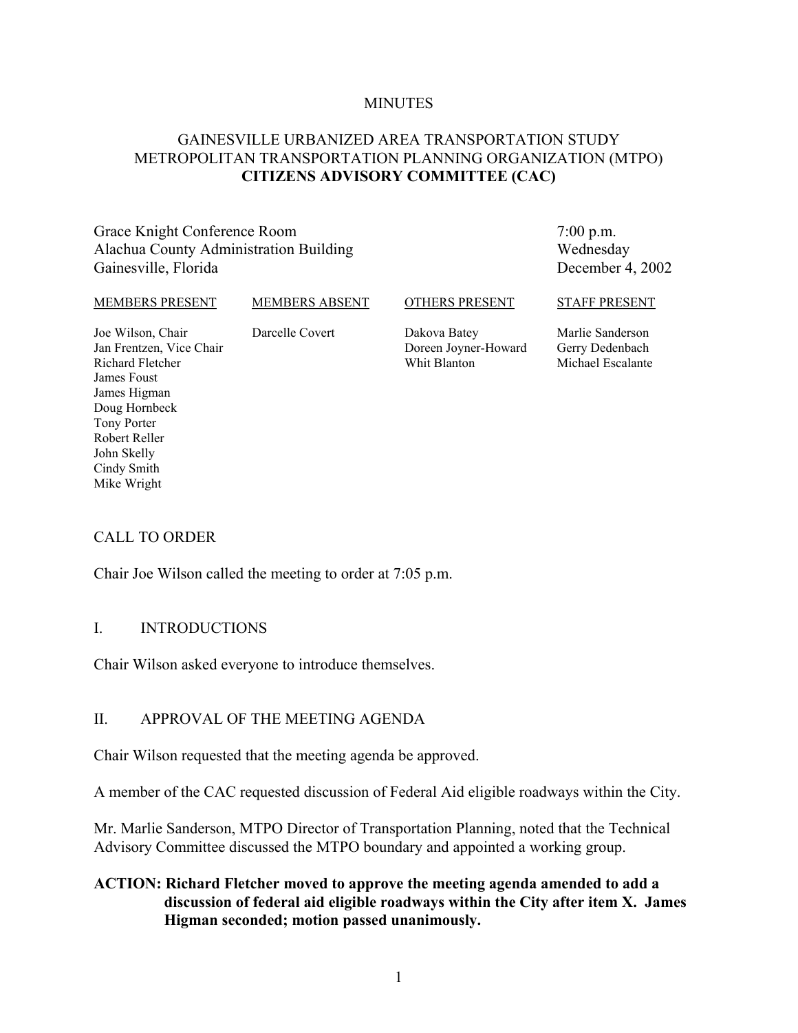MINUTES

# GAINESVILLE URBANIZED AREA TRANSPORTATION STUDY
# METROPOLITAN TRANSPORTATION PLANNING ORGANIZATION (MTPO)
# **CITIZENS ADVISORY COMMITTEE (CAC)**

Grace Knight Conference Room
Alachua County Administration Building
Gainesville, Florida

7:00 p.m.
Wednesday
December 4, 2002

| MEMBERS PRESENT | MEMBERS ABSENT | OTHERS PRESENT | STAFF PRESENT |
|---|---|---|---|
| Joe Wilson, Chair | Darcelle Covert | Dakova Batey | Marlie Sanderson |
| Jan Frentzen, Vice Chair | | Doreen Joyner-Howard | Gerry Dedenbach |
| Richard Fletcher | | Whit Blanton | Michael Escalante |
| James Foust | | | |
| James Higman | | | |
| Doug Hornbeck | | | |
| Tony Porter | | | |
| Robert Reller | | | |
| John Skelly | | | |
| Cindy Smith | | | |
| Mike Wright | | | |

## CALL TO ORDER

Chair Joe Wilson called the meeting to order at 7:05 p.m.

## I. INTRODUCTIONS

Chair Wilson asked everyone to introduce themselves.

## II. APPROVAL OF THE MEETING AGENDA

Chair Wilson requested that the meeting agenda be approved.

A member of the CAC requested discussion of Federal Aid eligible roadways within the City.

Mr. Marlie Sanderson, MTPO Director of Transportation Planning, noted that the Technical Advisory Committee discussed the MTPO boundary and appointed a working group.

**ACTION: Richard Fletcher moved to approve the meeting agenda amended to add a discussion of federal aid eligible roadways within the City after item X. James Higman seconded; motion passed unanimously.**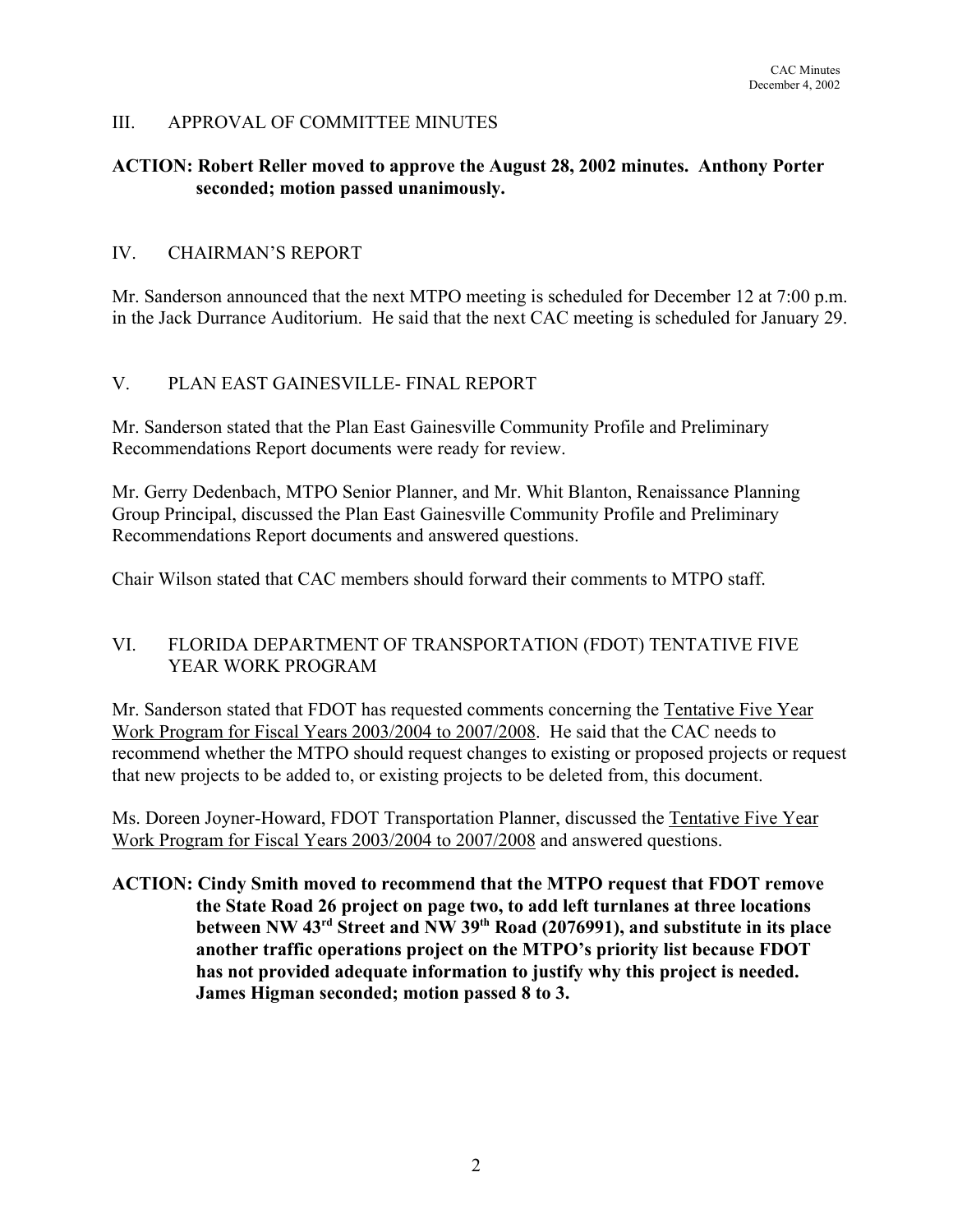## III. APPROVAL OF COMMITTEE MINUTES

**ACTION: Robert Reller moved to approve the August 28, 2002 minutes. Anthony Porter seconded; motion passed unanimously.**

## IV. CHAIRMAN'S REPORT

Mr. Sanderson announced that the next MTPO meeting is scheduled for December 12 at 7:00 p.m. in the Jack Durrance Auditorium. He said that the next CAC meeting is scheduled for January 29.

## V. PLAN EAST GAINESVILLE- FINAL REPORT

Mr. Sanderson stated that the Plan East Gainesville Community Profile and Preliminary Recommendations Report documents were ready for review.

Mr. Gerry Dedenbach, MTPO Senior Planner, and Mr. Whit Blanton, Renaissance Planning Group Principal, discussed the Plan East Gainesville Community Profile and Preliminary Recommendations Report documents and answered questions.

Chair Wilson stated that CAC members should forward their comments to MTPO staff.

## VI. FLORIDA DEPARTMENT OF TRANSPORTATION (FDOT) TENTATIVE FIVE YEAR WORK PROGRAM

Mr. Sanderson stated that FDOT has requested comments concerning the Tentative Five Year Work Program for Fiscal Years 2003/2004 to 2007/2008. He said that the CAC needs to recommend whether the MTPO should request changes to existing or proposed projects or request that new projects to be added to, or existing projects to be deleted from, this document.

Ms. Doreen Joyner-Howard, FDOT Transportation Planner, discussed the Tentative Five Year Work Program for Fiscal Years 2003/2004 to 2007/2008 and answered questions.

**ACTION: Cindy Smith moved to recommend that the MTPO request that FDOT remove the State Road 26 project on page two, to add left turnlanes at three locations between NW 43rd Street and NW 39th Road (2076991), and substitute in its place another traffic operations project on the MTPO's priority list because FDOT has not provided adequate information to justify why this project is needed. James Higman seconded; motion passed 8 to 3.**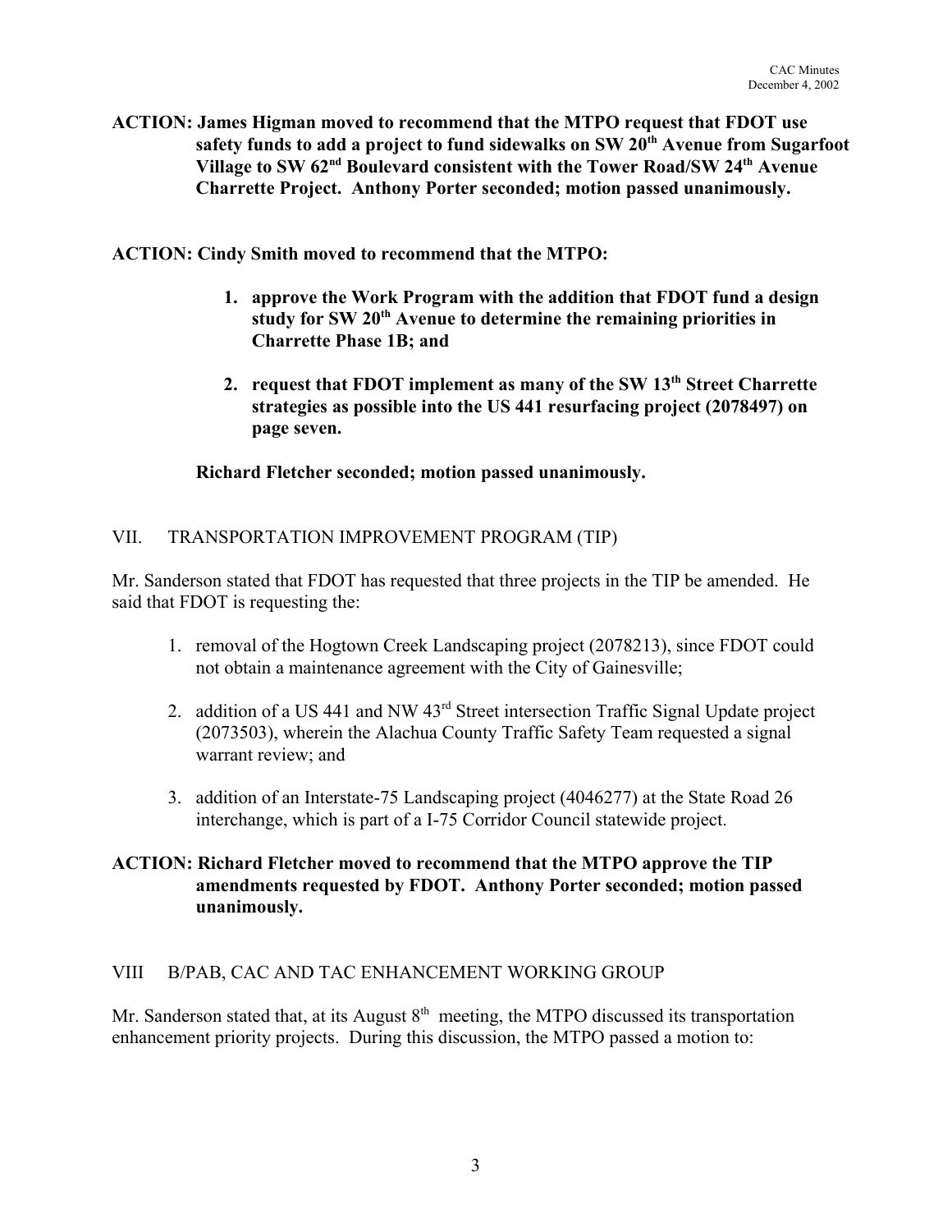**ACTION: James Higman moved to recommend that the MTPO request that FDOT use safety funds to add a project to fund sidewalks on SW 20th Avenue from Sugarfoot Village to SW 62nd Boulevard consistent with the Tower Road/SW 24th Avenue Charrette Project. Anthony Porter seconded; motion passed unanimously.**

**ACTION: Cindy Smith moved to recommend that the MTPO:**

1. **approve the Work Program with the addition that FDOT fund a design study for SW 20th Avenue to determine the remaining priorities in Charrette Phase 1B; and**
2. **request that FDOT implement as many of the SW 13th Street Charrette strategies as possible into the US 441 resurfacing project (2078497) on page seven.**

**Richard Fletcher seconded; motion passed unanimously.**

## VII. TRANSPORTATION IMPROVEMENT PROGRAM (TIP)

Mr. Sanderson stated that FDOT has requested that three projects in the TIP be amended. He said that FDOT is requesting the:

1. removal of the Hogtown Creek Landscaping project (2078213), since FDOT could not obtain a maintenance agreement with the City of Gainesville;
2. addition of a US 441 and NW 43rd Street intersection Traffic Signal Update project (2073503), wherein the Alachua County Traffic Safety Team requested a signal warrant review; and
3. addition of an Interstate-75 Landscaping project (4046277) at the State Road 26 interchange, which is part of a I-75 Corridor Council statewide project.

**ACTION: Richard Fletcher moved to recommend that the MTPO approve the TIP amendments requested by FDOT. Anthony Porter seconded; motion passed unanimously.**

## VIII B/PAB, CAC AND TAC ENHANCEMENT WORKING GROUP

Mr. Sanderson stated that, at its August 8th meeting, the MTPO discussed its transportation enhancement priority projects. During this discussion, the MTPO passed a motion to: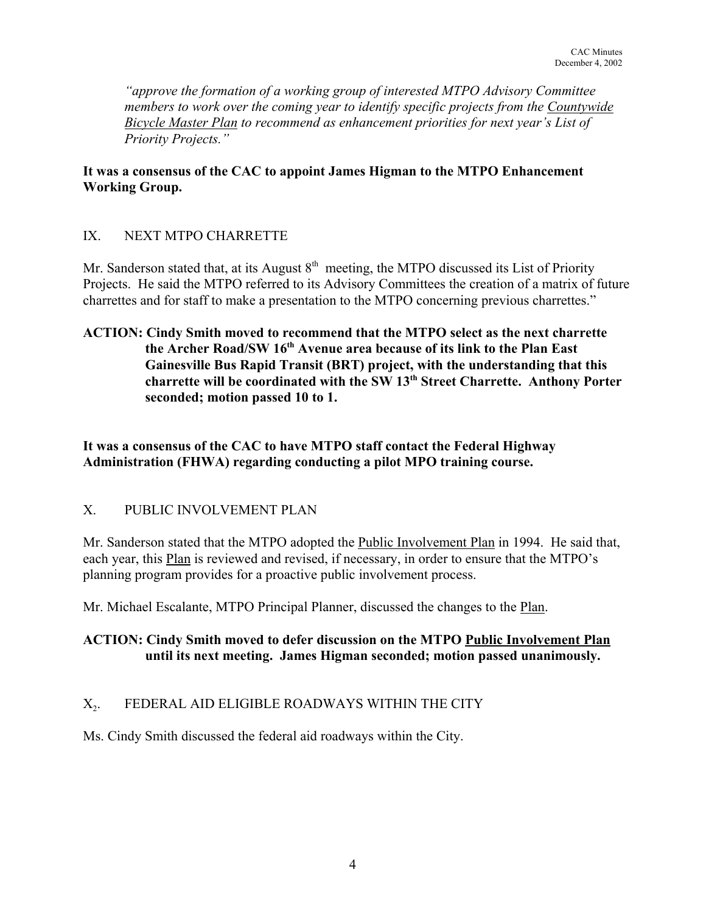*"approve the formation of a working group of interested MTPO Advisory Committee members to work over the coming year to identify specific projects from the Countywide Bicycle Master Plan to recommend as enhancement priorities for next year's List of Priority Projects."*

**It was a consensus of the CAC to appoint James Higman to the MTPO Enhancement Working Group.**

## IX. NEXT MTPO CHARRETTE

Mr. Sanderson stated that, at its August 8th meeting, the MTPO discussed its List of Priority Projects. He said the MTPO referred to its Advisory Committees the creation of a matrix of future charrettes and for staff to make a presentation to the MTPO concerning previous charrettes."

**ACTION: Cindy Smith moved to recommend that the MTPO select as the next charrette the Archer Road/SW 16th Avenue area because of its link to the Plan East Gainesville Bus Rapid Transit (BRT) project, with the understanding that this charrette will be coordinated with the SW 13th Street Charrette. Anthony Porter seconded; motion passed 10 to 1.**

**It was a consensus of the CAC to have MTPO staff contact the Federal Highway Administration (FHWA) regarding conducting a pilot MPO training course.**

## X. PUBLIC INVOLVEMENT PLAN

Mr. Sanderson stated that the MTPO adopted the Public Involvement Plan in 1994. He said that, each year, this Plan is reviewed and revised, if necessary, in order to ensure that the MTPO's planning program provides for a proactive public involvement process.

Mr. Michael Escalante, MTPO Principal Planner, discussed the changes to the Plan.

**ACTION: Cindy Smith moved to defer discussion on the MTPO Public Involvement Plan until its next meeting. James Higman seconded; motion passed unanimously.**

## $X_2$. FEDERAL AID ELIGIBLE ROADWAYS WITHIN THE CITY

Ms. Cindy Smith discussed the federal aid roadways within the City.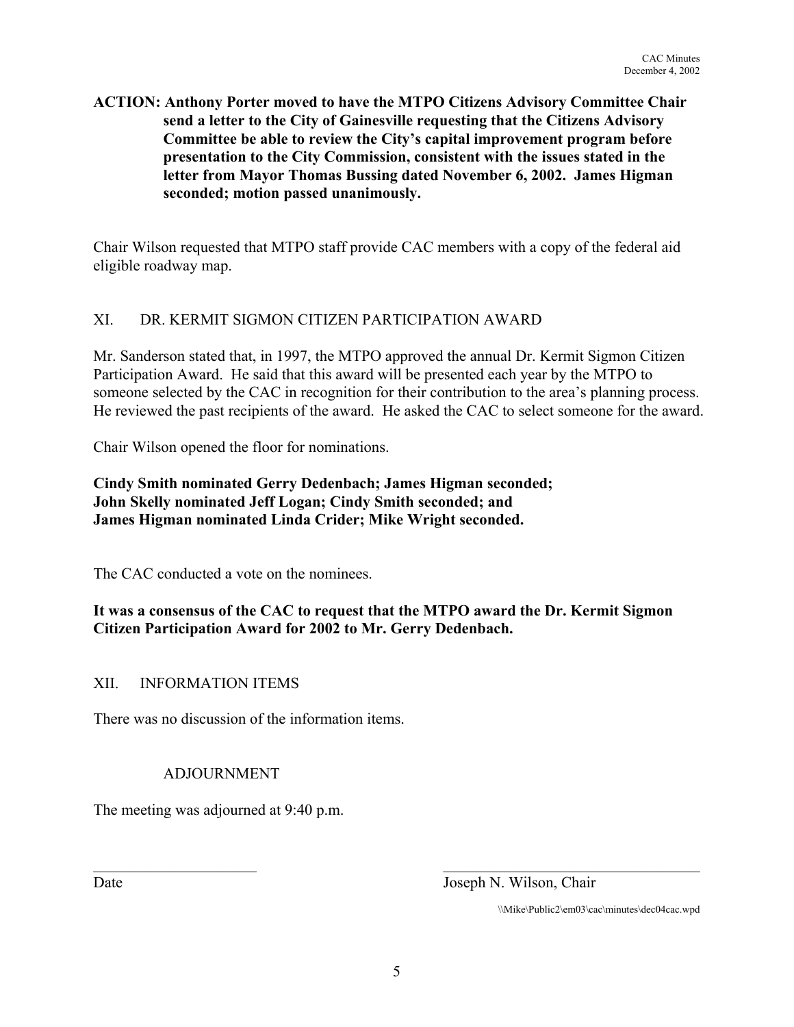**ACTION: Anthony Porter moved to have the MTPO Citizens Advisory Committee Chair send a letter to the City of Gainesville requesting that the Citizens Advisory Committee be able to review the City's capital improvement program before presentation to the City Commission, consistent with the issues stated in the letter from Mayor Thomas Bussing dated November 6, 2002. James Higman seconded; motion passed unanimously.**

Chair Wilson requested that MTPO staff provide CAC members with a copy of the federal aid eligible roadway map.

## XI. DR. KERMIT SIGMON CITIZEN PARTICIPATION AWARD

Mr. Sanderson stated that, in 1997, the MTPO approved the annual Dr. Kermit Sigmon Citizen Participation Award. He said that this award will be presented each year by the MTPO to someone selected by the CAC in recognition for their contribution to the area's planning process. He reviewed the past recipients of the award. He asked the CAC to select someone for the award.

Chair Wilson opened the floor for nominations.

**Cindy Smith nominated Gerry Dedenbach; James Higman seconded;**
**John Skelly nominated Jeff Logan; Cindy Smith seconded; and**
**James Higman nominated Linda Crider; Mike Wright seconded.**

The CAC conducted a vote on the nominees.

**It was a consensus of the CAC to request that the MTPO award the Dr. Kermit Sigmon Citizen Participation Award for 2002 to Mr. Gerry Dedenbach.**

## XII. INFORMATION ITEMS

There was no discussion of the information items.

## ADJOURNMENT

The meeting was adjourned at 9:40 p.m.

\_\_\_\_\_\_\_\_\_\_\_\_\_\_\_\_\_\_\_\_\_\_ \_\_\_\_\_\_\_\_\_\_\_\_\_\_\_\_\_\_\_\_\_\_\_\_\_\_\_\_\_\_\_\_\_\_

Date Joseph N. Wilson, Chair

\\Mike\Public2\em03\cac\minutes\dec04cac.wpd